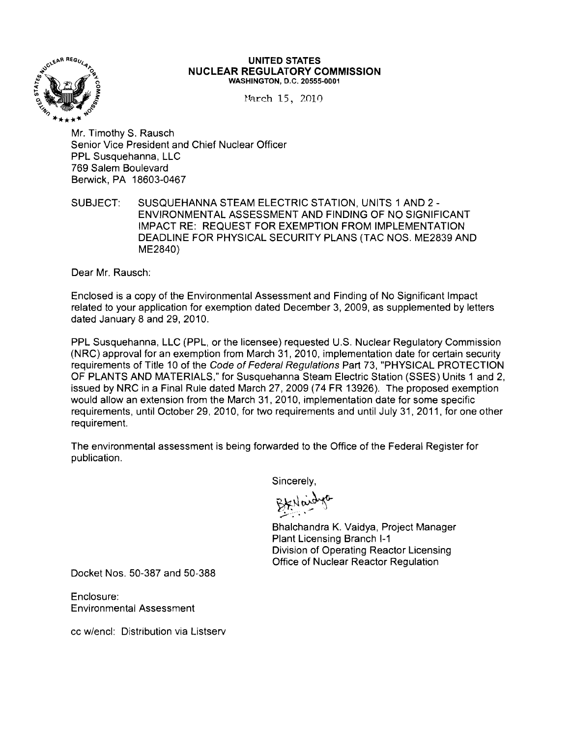**UNITED STATES**
**NUCLEAR REGULATORY COMMISSION**
WASHINGTON, D.C. 20555-0001

March 15, 2010

Mr. Timothy S. Rausch
Senior Vice President and Chief Nuclear Officer
PPL Susquehanna, LLC
769 Salem Boulevard
Berwick, PA 18603-0467

SUBJECT: SUSQUEHANNA STEAM ELECTRIC STATION, UNITS 1 AND 2 - ENVIRONMENTAL ASSESSMENT AND FINDING OF NO SIGNIFICANT IMPACT RE: REQUEST FOR EXEMPTION FROM IMPLEMENTATION DEADLINE FOR PHYSICAL SECURITY PLANS (TAC NOS. ME2839 AND ME2840)

Dear Mr. Rausch:

Enclosed is a copy of the Environmental Assessment and Finding of No Significant Impact related to your application for exemption dated December 3, 2009, as supplemented by letters dated January 8 and 29, 2010.

PPL Susquehanna, LLC (PPL, or the licensee) requested U.S. Nuclear Regulatory Commission (NRC) approval for an exemption from March 31, 2010, implementation date for certain security requirements of Title 10 of the *Code of Federal Regulations* Part 73, "PHYSICAL PROTECTION OF PLANTS AND MATERIALS," for Susquehanna Steam Electric Station (SSES) Units 1 and 2, issued by NRC in a Final Rule dated March 27, 2009 (74 FR 13926). The proposed exemption would allow an extension from the March 31, 2010, implementation date for some specific requirements, until October 29, 2010, for two requirements and until July 31, 2011, for one other requirement.

The environmental assessment is being forwarded to the Office of the Federal Register for publication.

Sincerely,

Bhalchandra K. Vaidya, Project Manager
Plant Licensing Branch I-1
Division of Operating Reactor Licensing
Office of Nuclear Reactor Regulation

Docket Nos. 50-387 and 50-388

Enclosure:
Environmental Assessment

cc w/encl: Distribution via Listserv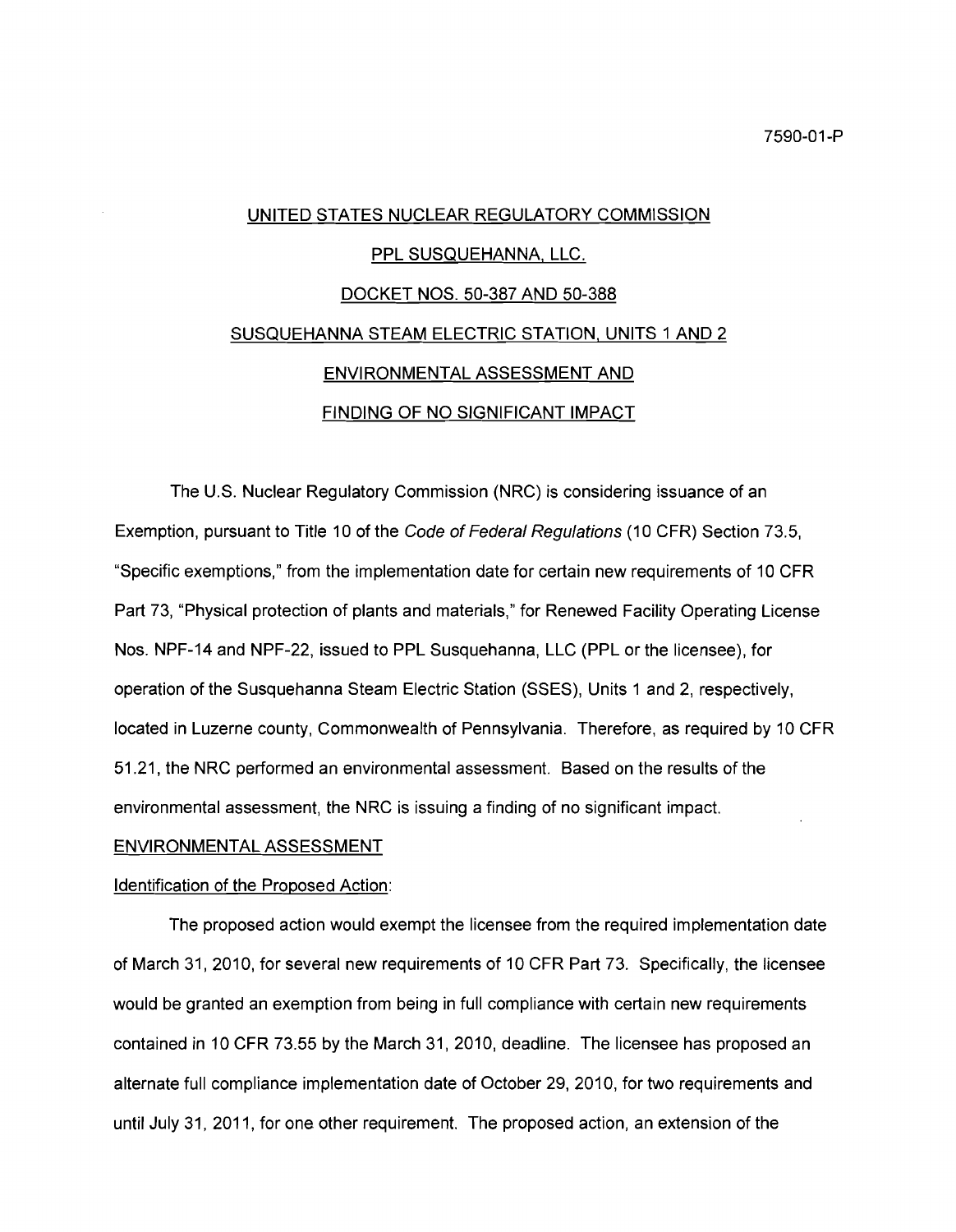7590-01-P

UNITED STATES NUCLEAR REGULATORY COMMISSION

PPL SUSQUEHANNA, LLC.

DOCKET NOS. 50-387 AND 50-388

SUSQUEHANNA STEAM ELECTRIC STATION, UNITS 1 AND 2

ENVIRONMENTAL ASSESSMENT AND

FINDING OF NO SIGNIFICANT IMPACT

The U.S. Nuclear Regulatory Commission (NRC) is considering issuance of an Exemption, pursuant to Title 10 of the *Code of Federal Regulations* (10 CFR) Section 73.5, "Specific exemptions," from the implementation date for certain new requirements of 10 CFR Part 73, "Physical protection of plants and materials," for Renewed Facility Operating License Nos. NPF-14 and NPF-22, issued to PPL Susquehanna, LLC (PPL or the licensee), for operation of the Susquehanna Steam Electric Station (SSES), Units 1 and 2, respectively, located in Luzerne county, Commonwealth of Pennsylvania. Therefore, as required by 10 CFR 51.21, the NRC performed an environmental assessment. Based on the results of the environmental assessment, the NRC is issuing a finding of no significant impact.

ENVIRONMENTAL ASSESSMENT

Identification of the Proposed Action:

The proposed action would exempt the licensee from the required implementation date of March 31, 2010, for several new requirements of 10 CFR Part 73. Specifically, the licensee would be granted an exemption from being in full compliance with certain new requirements contained in 10 CFR 73.55 by the March 31, 2010, deadline. The licensee has proposed an alternate full compliance implementation date of October 29, 2010, for two requirements and until July 31, 2011, for one other requirement. The proposed action, an extension of the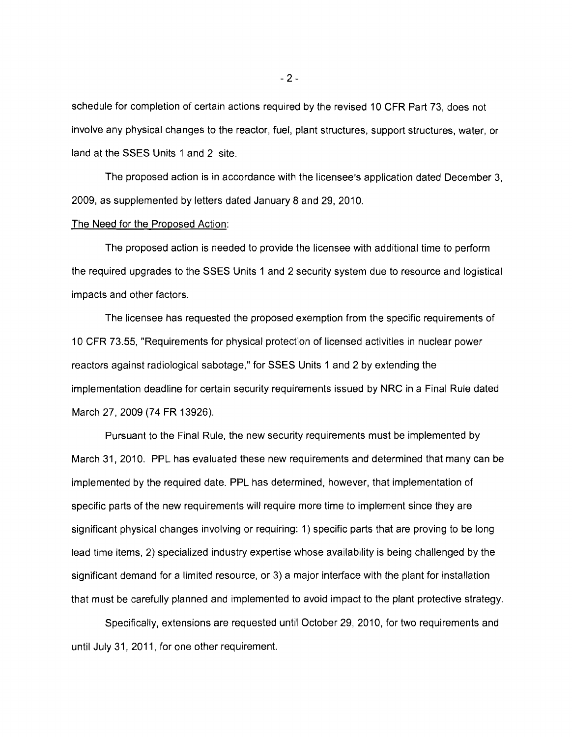schedule for completion of certain actions required by the revised 10 CFR Part 73, does not involve any physical changes to the reactor, fuel, plant structures, support structures, water, or land at the SSES Units 1 and 2 site.

The proposed action is in accordance with the licensee's application dated December 3, 2009, as supplemented by letters dated January 8 and 29, 2010.

The Need for the Proposed Action:

The proposed action is needed to provide the licensee with additional time to perform the required upgrades to the SSES Units 1 and 2 security system due to resource and logistical impacts and other factors.

The licensee has requested the proposed exemption from the specific requirements of 10 CFR 73.55, "Requirements for physical protection of licensed activities in nuclear power reactors against radiological sabotage," for SSES Units 1 and 2 by extending the implementation deadline for certain security requirements issued by NRC in a Final Rule dated March 27, 2009 (74 FR 13926).

Pursuant to the Final Rule, the new security requirements must be implemented by March 31, 2010. PPL has evaluated these new requirements and determined that many can be implemented by the required date. PPL has determined, however, that implementation of specific parts of the new requirements will require more time to implement since they are significant physical changes involving or requiring: 1) specific parts that are proving to be long lead time items, 2) specialized industry expertise whose availability is being challenged by the significant demand for a limited resource, or 3) a major interface with the plant for installation that must be carefully planned and implemented to avoid impact to the plant protective strategy.

Specifically, extensions are requested until October 29, 2010, for two requirements and until July 31, 2011, for one other requirement.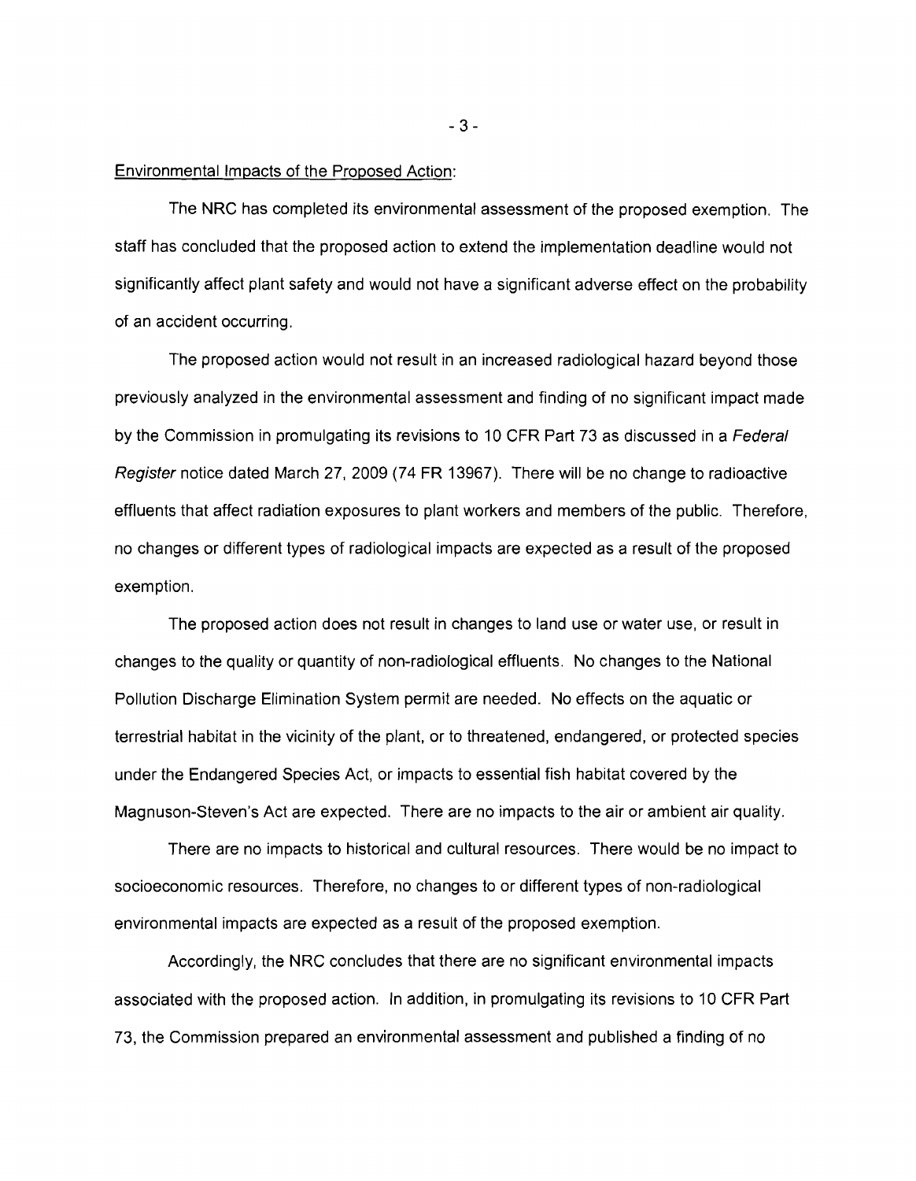Environmental Impacts of the Proposed Action:

The NRC has completed its environmental assessment of the proposed exemption. The staff has concluded that the proposed action to extend the implementation deadline would not significantly affect plant safety and would not have a significant adverse effect on the probability of an accident occurring.

The proposed action would not result in an increased radiological hazard beyond those previously analyzed in the environmental assessment and finding of no significant impact made by the Commission in promulgating its revisions to 10 CFR Part 73 as discussed in a *Federal Register* notice dated March 27, 2009 (74 FR 13967). There will be no change to radioactive effluents that affect radiation exposures to plant workers and members of the public. Therefore, no changes or different types of radiological impacts are expected as a result of the proposed exemption.

The proposed action does not result in changes to land use or water use, or result in changes to the quality or quantity of non-radiological effluents. No changes to the National Pollution Discharge Elimination System permit are needed. No effects on the aquatic or terrestrial habitat in the vicinity of the plant, or to threatened, endangered, or protected species under the Endangered Species Act, or impacts to essential fish habitat covered by the Magnuson-Steven's Act are expected. There are no impacts to the air or ambient air quality.

There are no impacts to historical and cultural resources. There would be no impact to socioeconomic resources. Therefore, no changes to or different types of non-radiological environmental impacts are expected as a result of the proposed exemption.

Accordingly, the NRC concludes that there are no significant environmental impacts associated with the proposed action. In addition, in promulgating its revisions to 10 CFR Part 73, the Commission prepared an environmental assessment and published a finding of no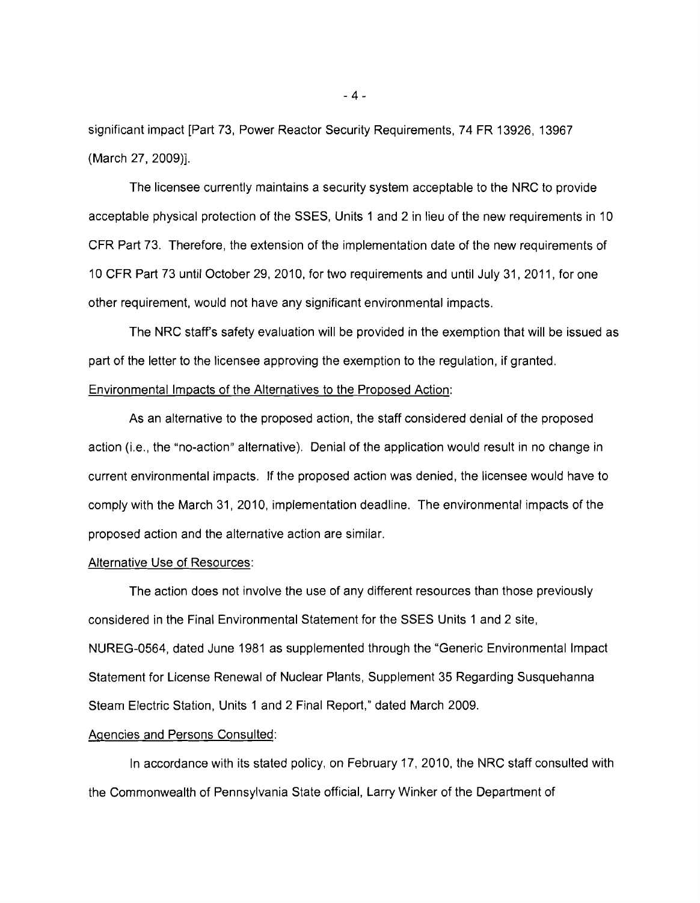significant impact [Part 73, Power Reactor Security Requirements, 74 FR 13926, 13967 (March 27, 2009)].

The licensee currently maintains a security system acceptable to the NRC to provide acceptable physical protection of the SSES, Units 1 and 2 in lieu of the new requirements in 10 CFR Part 73. Therefore, the extension of the implementation date of the new requirements of 10 CFR Part 73 until October 29, 2010, for two requirements and until July 31, 2011, for one other requirement, would not have any significant environmental impacts.

The NRC staff's safety evaluation will be provided in the exemption that will be issued as part of the letter to the licensee approving the exemption to the regulation, if granted.

Environmental Impacts of the Alternatives to the Proposed Action:

As an alternative to the proposed action, the staff considered denial of the proposed action (i.e., the "no-action" alternative). Denial of the application would result in no change in current environmental impacts. If the proposed action was denied, the licensee would have to comply with the March 31, 2010, implementation deadline. The environmental impacts of the proposed action and the alternative action are similar.

Alternative Use of Resources:

The action does not involve the use of any different resources than those previously considered in the Final Environmental Statement for the SSES Units 1 and 2 site, NUREG-0564, dated June 1981 as supplemented through the "Generic Environmental Impact Statement for License Renewal of Nuclear Plants, Supplement 35 Regarding Susquehanna Steam Electric Station, Units 1 and 2 Final Report," dated March 2009.

Agencies and Persons Consulted:

In accordance with its stated policy, on February 17, 2010, the NRC staff consulted with the Commonwealth of Pennsylvania State official, Larry Winker of the Department of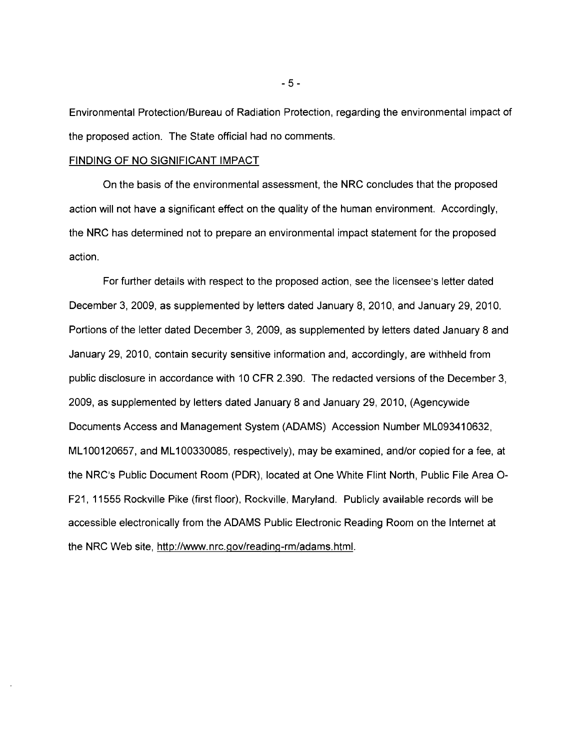Environmental Protection/Bureau of Radiation Protection, regarding the environmental impact of the proposed action. The State official had no comments.

## FINDING OF NO SIGNIFICANT IMPACT

On the basis of the environmental assessment, the NRC concludes that the proposed action will not have a significant effect on the quality of the human environment. Accordingly, the NRC has determined not to prepare an environmental impact statement for the proposed action.

For further details with respect to the proposed action, see the licensee's letter dated December 3, 2009, as supplemented by letters dated January 8, 2010, and January 29, 2010. Portions of the letter dated December 3, 2009, as supplemented by letters dated January 8 and January 29, 2010, contain security sensitive information and, accordingly, are withheld from public disclosure in accordance with 10 CFR 2.390. The redacted versions of the December 3, 2009, as supplemented by letters dated January 8 and January 29, 2010, (Agencywide Documents Access and Management System (ADAMS) Accession Number ML093410632, ML100120657, and ML100330085, respectively), may be examined, and/or copied for a fee, at the NRC's Public Document Room (PDR), located at One White Flint North, Public File Area O-F21, 11555 Rockville Pike (first floor), Rockville, Maryland. Publicly available records will be accessible electronically from the ADAMS Public Electronic Reading Room on the Internet at the NRC Web site, http://www.nrc.gov/reading-rm/adams.html.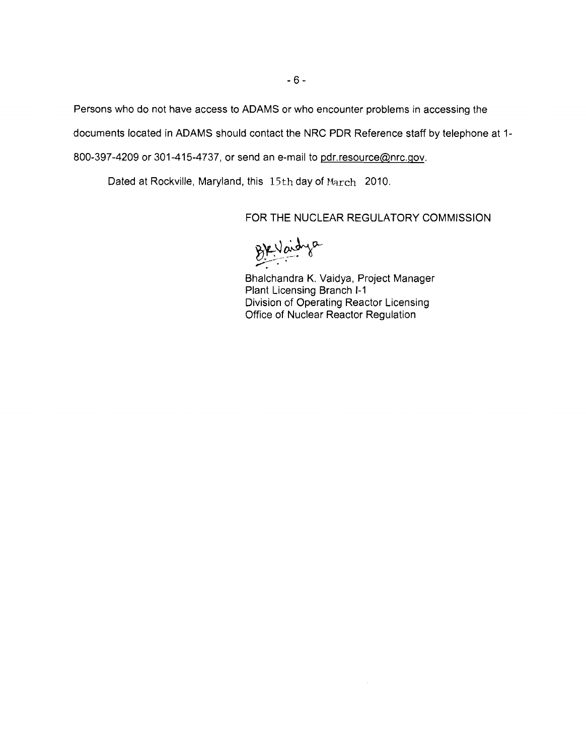Persons who do not have access to ADAMS or who encounter problems in accessing the documents located in ADAMS should contact the NRC PDR Reference staff by telephone at 1-800-397-4209 or 301-415-4737, or send an e-mail to pdr.resource@nrc.gov.

Dated at Rockville, Maryland, this 15th day of March 2010.

FOR THE NUCLEAR REGULATORY COMMISSION

Bhalchandra K. Vaidya, Project Manager
Plant Licensing Branch I-1
Division of Operating Reactor Licensing
Office of Nuclear Reactor Regulation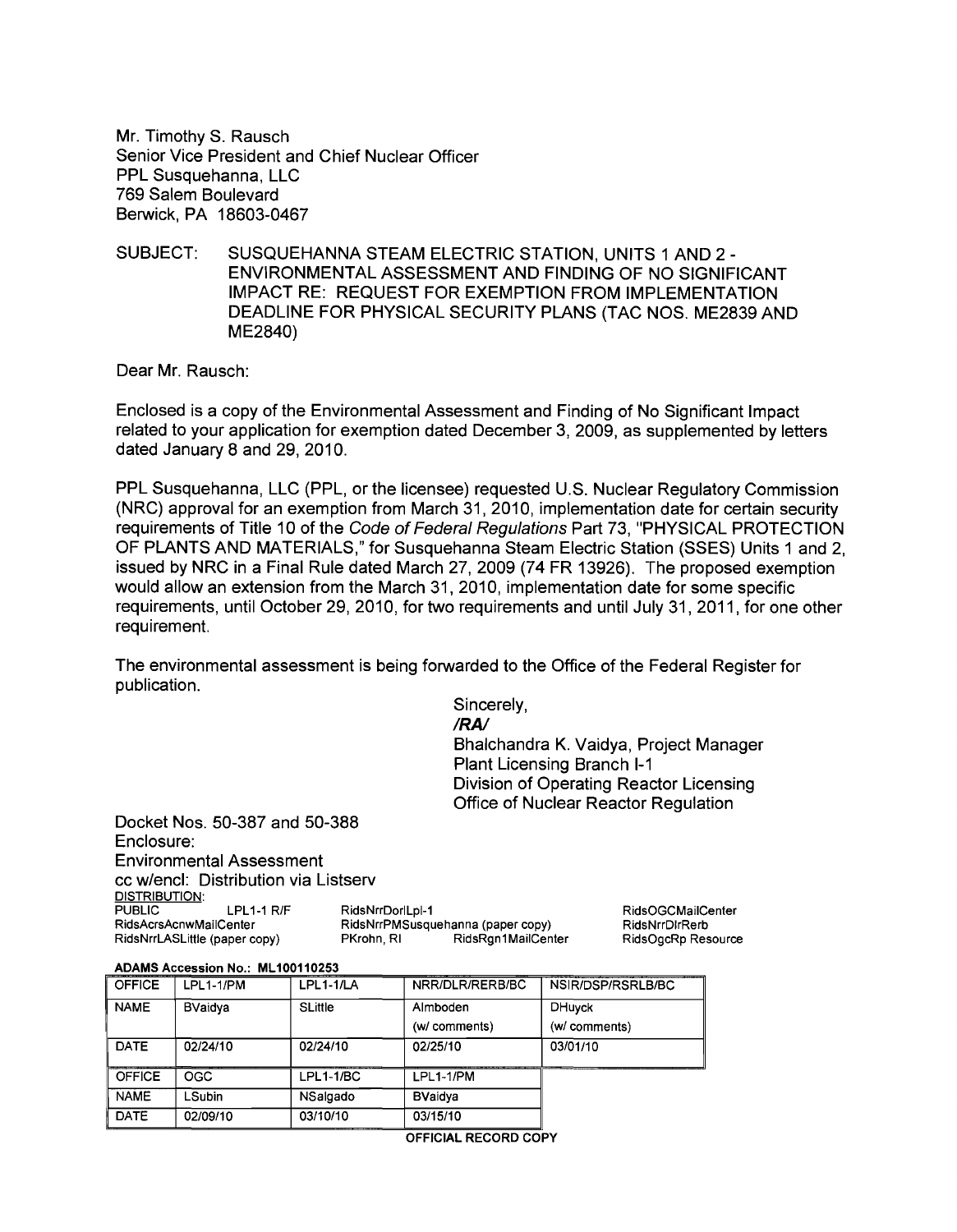Mr. Timothy S. Rausch
Senior Vice President and Chief Nuclear Officer
PPL Susquehanna, LLC
769 Salem Boulevard
Berwick, PA 18603-0467

SUBJECT: SUSQUEHANNA STEAM ELECTRIC STATION, UNITS 1 AND 2 - ENVIRONMENTAL ASSESSMENT AND FINDING OF NO SIGNIFICANT IMPACT RE: REQUEST FOR EXEMPTION FROM IMPLEMENTATION DEADLINE FOR PHYSICAL SECURITY PLANS (TAC NOS. ME2839 AND ME2840)

Dear Mr. Rausch:

Enclosed is a copy of the Environmental Assessment and Finding of No Significant Impact related to your application for exemption dated December 3, 2009, as supplemented by letters dated January 8 and 29, 2010.

PPL Susquehanna, LLC (PPL, or the licensee) requested U.S. Nuclear Regulatory Commission (NRC) approval for an exemption from March 31, 2010, implementation date for certain security requirements of Title 10 of the *Code of Federal Regulations* Part 73, "PHYSICAL PROTECTION OF PLANTS AND MATERIALS," for Susquehanna Steam Electric Station (SSES) Units 1 and 2, issued by NRC in a Final Rule dated March 27, 2009 (74 FR 13926). The proposed exemption would allow an extension from the March 31, 2010, implementation date for some specific requirements, until October 29, 2010, for two requirements and until July 31, 2011, for one other requirement.

The environmental assessment is being forwarded to the Office of the Federal Register for publication.

Sincerely,
***/RA/***
Bhalchandra K. Vaidya, Project Manager
Plant Licensing Branch I-1
Division of Operating Reactor Licensing
Office of Nuclear Reactor Regulation

Docket Nos. 50-387 and 50-388
Enclosure:
Environmental Assessment
cc w/encl: Distribution via Listserv

DISTRIBUTION:
PUBLIC LPL1-1 R/F RidsNrrDorlLpl-1 RidsOGCMailCenter
RidsAcrsAcnwMailCenter RidsNrrPMSusquehanna (paper copy) RidsNrrDlrRerb
RidsNrrLASLittle (paper copy) PKrohn, RI RidsRgn1MailCenter RidsOgcRp Resource

**ADAMS Accession No.: ML100110253**

| OFFICE | LPL1-1/PM | LPL1-1/LA | NRR/DLR/RERB/BC | NSIR/DSP/RSRLB/BC |
|---|---|---|---|---|
| NAME | BVaidya | SLittle | AImboden (w/ comments) | DHuyck (w/ comments) |
| DATE | 02/24/10 | 02/24/10 | 02/25/10 | 03/01/10 |
| OFFICE | OGC | LPL1-1/BC | LPL1-1/PM | |
| NAME | LSubin | NSalgado | BVaidya | |
| DATE | 02/09/10 | 03/10/10 | 03/15/10 | |

**OFFICIAL RECORD COPY**